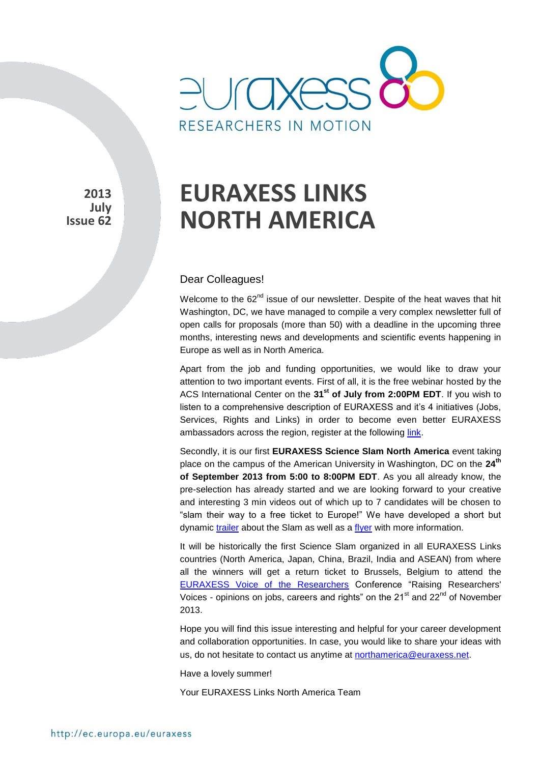2013
July
Issue 62

# EURAXESS LINKS NORTH AMERICA

Dear Colleagues!

Welcome to the 62nd issue of our newsletter. Despite of the heat waves that hit Washington, DC, we have managed to compile a very complex newsletter full of open calls for proposals (more than 50) with a deadline in the upcoming three months, interesting news and developments and scientific events happening in Europe as well as in North America.

Apart from the job and funding opportunities, we would like to draw your attention to two important events. First of all, it is the free webinar hosted by the ACS International Center on the **31st of July from 2:00PM EDT**. If you wish to listen to a comprehensive description of EURAXESS and it's 4 initiatives (Jobs, Services, Rights and Links) in order to become even better EURAXESS ambassadors across the region, register at the following link.

Secondly, it is our first **EURAXESS Science Slam North America** event taking place on the campus of the American University in Washington, DC on the **24th of September 2013 from 5:00 to 8:00PM EDT**. As you all already know, the pre-selection has already started and we are looking forward to your creative and interesting 3 min videos out of which up to 7 candidates will be chosen to "slam their way to a free ticket to Europe!" We have developed a short but dynamic trailer about the Slam as well as a flyer with more information.

It will be historically the first Science Slam organized in all EURAXESS Links countries (North America, Japan, China, Brazil, India and ASEAN) from where all the winners will get a return ticket to Brussels, Belgium to attend the EURAXESS Voice of the Researchers Conference "Raising Researchers' Voices - opinions on jobs, careers and rights" on the 21st and 22nd of November 2013.

Hope you will find this issue interesting and helpful for your career development and collaboration opportunities. In case, you would like to share your ideas with us, do not hesitate to contact us anytime at northamerica@euraxess.net.

Have a lovely summer!

Your EURAXESS Links North America Team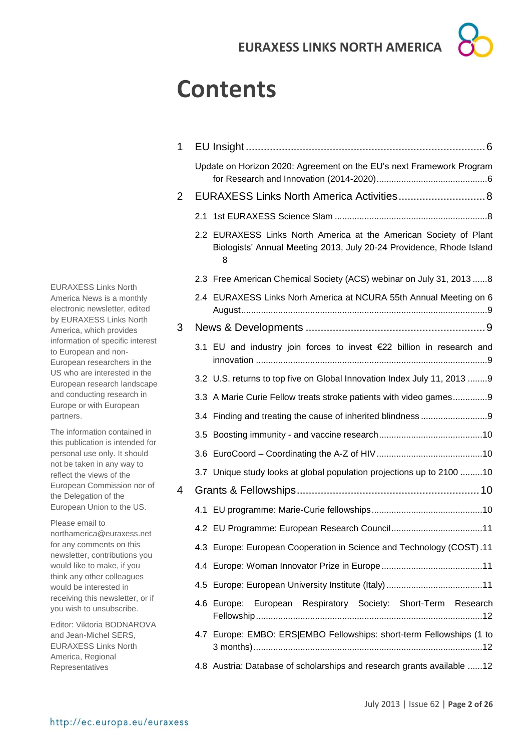# Contents

1 EU Insight ... 6

Update on Horizon 2020: Agreement on the EU's next Framework Program for Research and Innovation (2014-2020) ... 6

2 EURAXESS Links North America Activities ... 8

2.1 1st EURAXESS Science Slam ... 8

2.2 EURAXESS Links North America at the American Society of Plant Biologists' Annual Meeting 2013, July 20-24 Providence, Rhode Island ... 8

2.3 Free American Chemical Society (ACS) webinar on July 31, 2013 ... 8

2.4 EURAXESS Links Norh America at NCURA 55th Annual Meeting on 6 August ... 9

3 News & Developments ... 9

3.1 EU and industry join forces to invest €22 billion in research and innovation ... 9

3.2 U.S. returns to top five on Global Innovation Index July 11, 2013 ... 9

3.3 A Marie Curie Fellow treats stroke patients with video games ... 9

3.4 Finding and treating the cause of inherited blindness ... 9

3.5 Boosting immunity - and vaccine research ... 10

3.6 EuroCoord – Coordinating the A-Z of HIV ... 10

3.7 Unique study looks at global population projections up to 2100 ... 10

4 Grants & Fellowships ... 10

4.1 EU programme: Marie-Curie fellowships ... 10

4.2 EU Programme: European Research Council ... 11

4.3 Europe: European Cooperation in Science and Technology (COST) ... 11

4.4 Europe: Woman Innovator Prize in Europe ... 11

4.5 Europe: European University Institute (Italy) ... 11

4.6 Europe: European Respiratory Society: Short-Term Research Fellowship ... 12

4.7 Europe: EMBO: ERS|EMBO Fellowships: short-term Fellowships (1 to 3 months) ... 12

4.8 Austria: Database of scholarships and research grants available ... 12

EURAXESS Links North America News is a monthly electronic newsletter, edited by EURAXESS Links North America, which provides information of specific interest to European and non-European researchers in the US who are interested in the European research landscape and conducting research in Europe or with European partners.

The information contained in this publication is intended for personal use only. It should not be taken in any way to reflect the views of the European Commission nor of the Delegation of the European Union to the US.

Please email to northamerica@euraxess.net for any comments on this newsletter, contributions you would like to make, if you think any other colleagues would be interested in receiving this newsletter, or if you wish to unsubscribe.

Editor: Viktoria BODNAROVA and Jean-Michel SERS, EURAXESS Links North America, Regional Representatives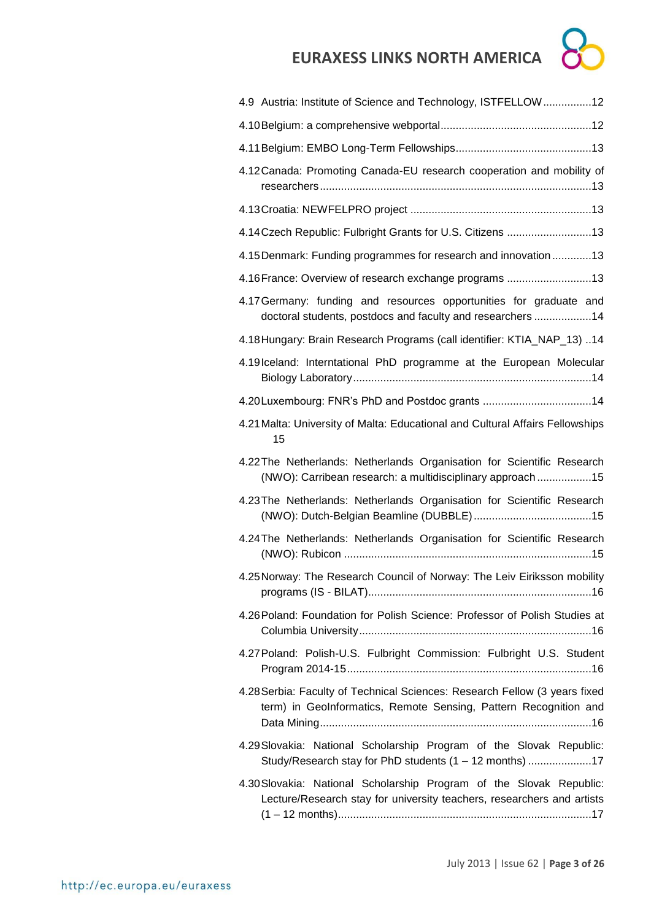4.9 Austria: Institute of Science and Technology, ISTFELLOW ................12

4.10 Belgium: a comprehensive webportal ................................................12

4.11 Belgium: EMBO Long-Term Fellowships ............................................13

4.12 Canada: Promoting Canada-EU research cooperation and mobility of researchers ........................................................................................13

4.13 Croatia: NEWFELPRO project ...........................................................13

4.14 Czech Republic: Fulbright Grants for U.S. Citizens ............................13

4.15 Denmark: Funding programmes for research and innovation .............13

4.16 France: Overview of research exchange programs ............................13

4.17 Germany: funding and resources opportunities for graduate and doctoral students, postdocs and faculty and researchers ...................14

4.18 Hungary: Brain Research Programs (call identifier: KTIA_NAP_13) ..14

4.19 Iceland: Interntational PhD programme at the European Molecular Biology Laboratory ..............................................................................14

4.20 Luxembourg: FNR's PhD and Postdoc grants ....................................14

4.21 Malta: University of Malta: Educational and Cultural Affairs Fellowships 15

4.22 The Netherlands: Netherlands Organisation for Scientific Research (NWO): Carribean research: a multidisciplinary approach ..................15

4.23 The Netherlands: Netherlands Organisation for Scientific Research (NWO): Dutch-Belgian Beamline (DUBBLE) .......................................15

4.24 The Netherlands: Netherlands Organisation for Scientific Research (NWO): Rubicon .................................................................................15

4.25 Norway: The Research Council of Norway: The Leiv Eiriksson mobility programs (IS - BILAT).........................................................................16

4.26 Poland: Foundation for Polish Science: Professor of Polish Studies at Columbia University ............................................................................16

4.27 Poland: Polish-U.S. Fulbright Commission: Fulbright U.S. Student Program 2014-15................................................................................16

4.28 Serbia: Faculty of Technical Sciences: Research Fellow (3 years fixed term) in GeoInformatics, Remote Sensing, Pattern Recognition and Data Mining .........................................................................................16

4.29 Slovakia: National Scholarship Program of the Slovak Republic: Study/Research stay for PhD students (1 – 12 months) .....................17

4.30 Slovakia: National Scholarship Program of the Slovak Republic: Lecture/Research stay for university teachers, researchers and artists (1 – 12 months)...................................................................................17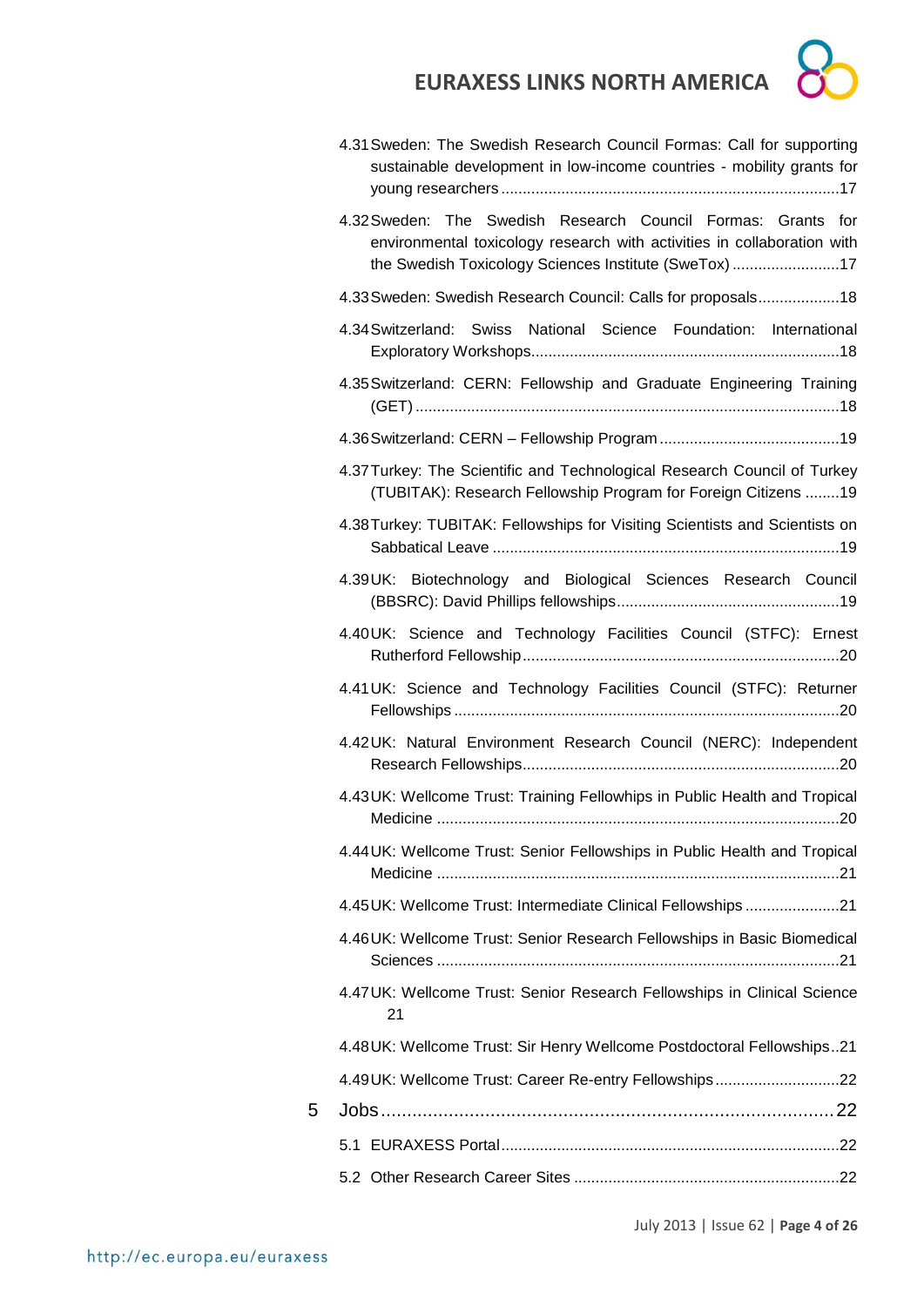4.31 Sweden: The Swedish Research Council Formas: Call for supporting sustainable development in low-income countries - mobility grants for young researchers ....................17

4.32 Sweden: The Swedish Research Council Formas: Grants for environmental toxicology research with activities in collaboration with the Swedish Toxicology Sciences Institute (SweTox) ....................17

4.33 Sweden: Swedish Research Council: Calls for proposals....................18

4.34 Switzerland: Swiss National Science Foundation: International Exploratory Workshops....................18

4.35 Switzerland: CERN: Fellowship and Graduate Engineering Training (GET) ....................18

4.36 Switzerland: CERN – Fellowship Program ....................19

4.37 Turkey: The Scientific and Technological Research Council of Turkey (TUBITAK): Research Fellowship Program for Foreign Citizens ....................19

4.38 Turkey: TUBITAK: Fellowships for Visiting Scientists and Scientists on Sabbatical Leave ....................19

4.39 UK: Biotechnology and Biological Sciences Research Council (BBSRC): David Phillips fellowships....................19

4.40 UK: Science and Technology Facilities Council (STFC): Ernest Rutherford Fellowship....................20

4.41 UK: Science and Technology Facilities Council (STFC): Returner Fellowships ....................20

4.42 UK: Natural Environment Research Council (NERC): Independent Research Fellowships....................20

4.43 UK: Wellcome Trust: Training Fellowhips in Public Health and Tropical Medicine ....................20

4.44 UK: Wellcome Trust: Senior Fellowships in Public Health and Tropical Medicine ....................21

4.45 UK: Wellcome Trust: Intermediate Clinical Fellowships ....................21

4.46 UK: Wellcome Trust: Senior Research Fellowships in Basic Biomedical Sciences ....................21

4.47 UK: Wellcome Trust: Senior Research Fellowships in Clinical Science 21

4.48 UK: Wellcome Trust: Sir Henry Wellcome Postdoctoral Fellowships..21

4.49 UK: Wellcome Trust: Career Re-entry Fellowships ....................22

5 Jobs....................22

5.1 EURAXESS Portal....................22

5.2 Other Research Career Sites ....................22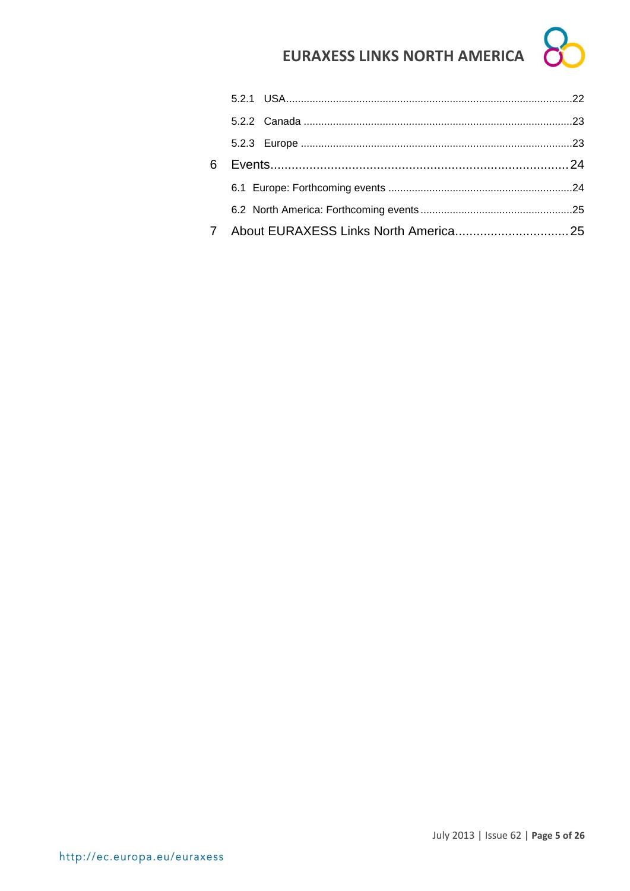5.2.1 USA.....22

5.2.2 Canada .....23

5.2.3 Europe .....23

6 Events.....24

6.1 Europe: Forthcoming events .....24

6.2 North America: Forthcoming events .....25

7 About EURAXESS Links North America.....25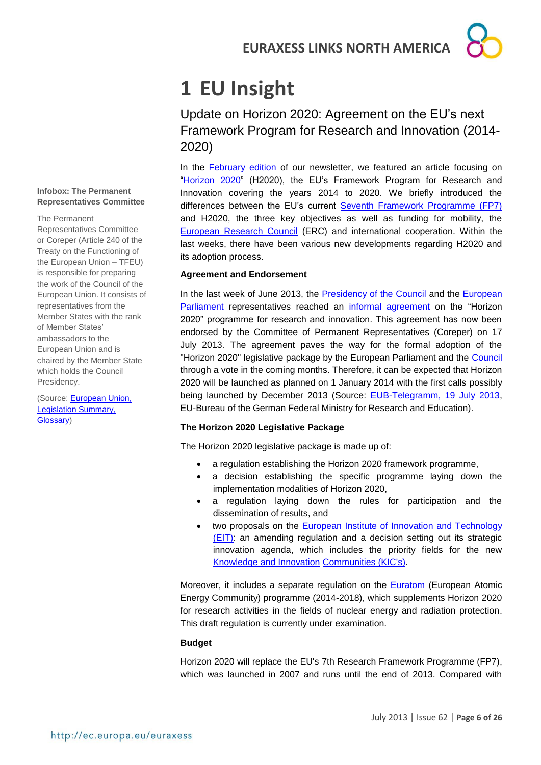# 1 EU Insight

## Update on Horizon 2020: Agreement on the EU's next Framework Program for Research and Innovation (2014-2020)

In the February edition of our newsletter, we featured an article focusing on "Horizon 2020" (H2020), the EU's Framework Program for Research and Innovation covering the years 2014 to 2020. We briefly introduced the differences between the EU's current Seventh Framework Programme (FP7) and H2020, the three key objectives as well as funding for mobility, the European Research Council (ERC) and international cooperation. Within the last weeks, there have been various new developments regarding H2020 and its adoption process.

**Infobox: The Permanent Representatives Committee**

The Permanent Representatives Committee or Coreper (Article 240 of the Treaty on the Functioning of the European Union – TFEU) is responsible for preparing the work of the Council of the European Union. It consists of representatives from the Member States with the rank of Member States' ambassadors to the European Union and is chaired by the Member State which holds the Council Presidency.

(Source: European Union, Legislation Summary, Glossary)

**Agreement and Endorsement**

In the last week of June 2013, the Presidency of the Council and the European Parliament representatives reached an informal agreement on the "Horizon 2020" programme for research and innovation. This agreement has now been endorsed by the Committee of Permanent Representatives (Coreper) on 17 July 2013. The agreement paves the way for the formal adoption of the "Horizon 2020" legislative package by the European Parliament and the Council through a vote in the coming months. Therefore, it can be expected that Horizon 2020 will be launched as planned on 1 January 2014 with the first calls possibly being launched by December 2013 (Source: EUB-Telegramm, 19 July 2013, EU-Bureau of the German Federal Ministry for Research and Education).

**The Horizon 2020 Legislative Package**

The Horizon 2020 legislative package is made up of:

- a regulation establishing the Horizon 2020 framework programme,
- a decision establishing the specific programme laying down the implementation modalities of Horizon 2020,
- a regulation laying down the rules for participation and the dissemination of results, and
- two proposals on the European Institute of Innovation and Technology (EIT): an amending regulation and a decision setting out its strategic innovation agenda, which includes the priority fields for the new Knowledge and Innovation Communities (KIC's).

Moreover, it includes a separate regulation on the Euratom (European Atomic Energy Community) programme (2014-2018), which supplements Horizon 2020 for research activities in the fields of nuclear energy and radiation protection. This draft regulation is currently under examination.

**Budget**

Horizon 2020 will replace the EU's 7th Research Framework Programme (FP7), which was launched in 2007 and runs until the end of 2013. Compared with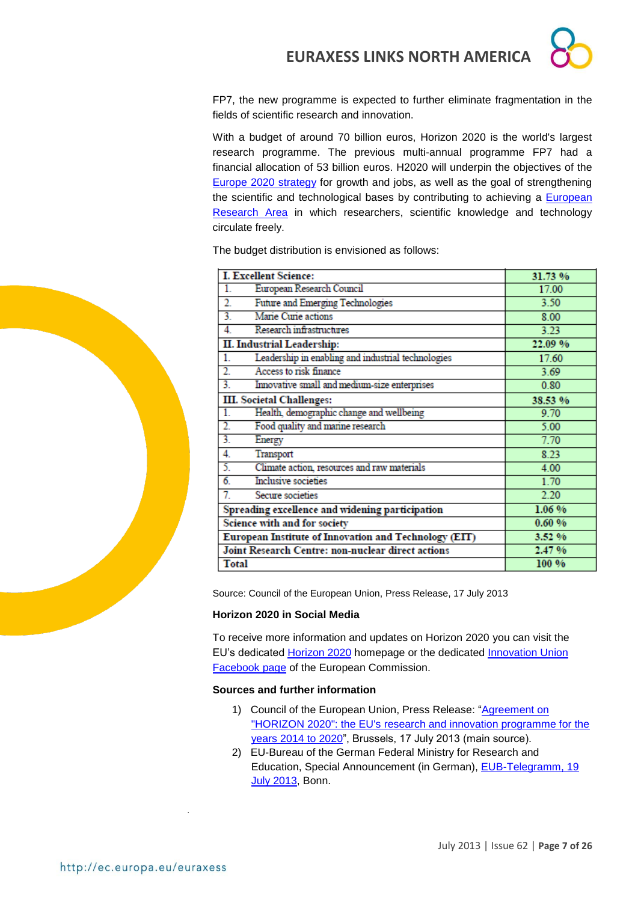FP7, the new programme is expected to further eliminate fragmentation in the fields of scientific research and innovation.

With a budget of around 70 billion euros, Horizon 2020 is the world's largest research programme. The previous multi-annual programme FP7 had a financial allocation of 53 billion euros. H2020 will underpin the objectives of the Europe 2020 strategy for growth and jobs, as well as the goal of strengthening the scientific and technological bases by contributing to achieving a European Research Area in which researchers, scientific knowledge and technology circulate freely.

The budget distribution is envisioned as follows:

| **I. Excellent Science:** | **31.73 %** |
|---|---|
| 1. European Research Council | 17.00 |
| 2. Future and Emerging Technologies | 3.50 |
| 3. Marie Curie actions | 8.00 |
| 4. Research infrastructures | 3.23 |
| **II. Industrial Leadership:** | **22.09 %** |
| 1. Leadership in enabling and industrial technologies | 17.60 |
| 2. Access to risk finance | 3.69 |
| 3. Innovative small and medium-size enterprises | 0.80 |
| **III. Societal Challenges:** | **38.53 %** |
| 1. Health, demographic change and wellbeing | 9.70 |
| 2. Food quality and marine research | 5.00 |
| 3. Energy | 7.70 |
| 4. Transport | 8.23 |
| 5. Climate action, resources and raw materials | 4.00 |
| 6. Inclusive societies | 1.70 |
| 7. Secure societies | 2.20 |
| **Spreading excellence and widening participation** | **1.06 %** |
| **Science with and for society** | **0.60 %** |
| **European Institute of Innovation and Technology (EIT)** | **3.52 %** |
| **Joint Research Centre: non-nuclear direct actions** | **2.47 %** |
| **Total** | **100 %** |

Source: Council of the European Union, Press Release, 17 July 2013

**Horizon 2020 in Social Media**

To receive more information and updates on Horizon 2020 you can visit the EU's dedicated Horizon 2020 homepage or the dedicated Innovation Union Facebook page of the European Commission.

**Sources and further information**

1) Council of the European Union, Press Release: "Agreement on "HORIZON 2020": the EU's research and innovation programme for the years 2014 to 2020", Brussels, 17 July 2013 (main source).
2) EU-Bureau of the German Federal Ministry for Research and Education, Special Announcement (in German), EUB-Telegramm, 19 July 2013, Bonn.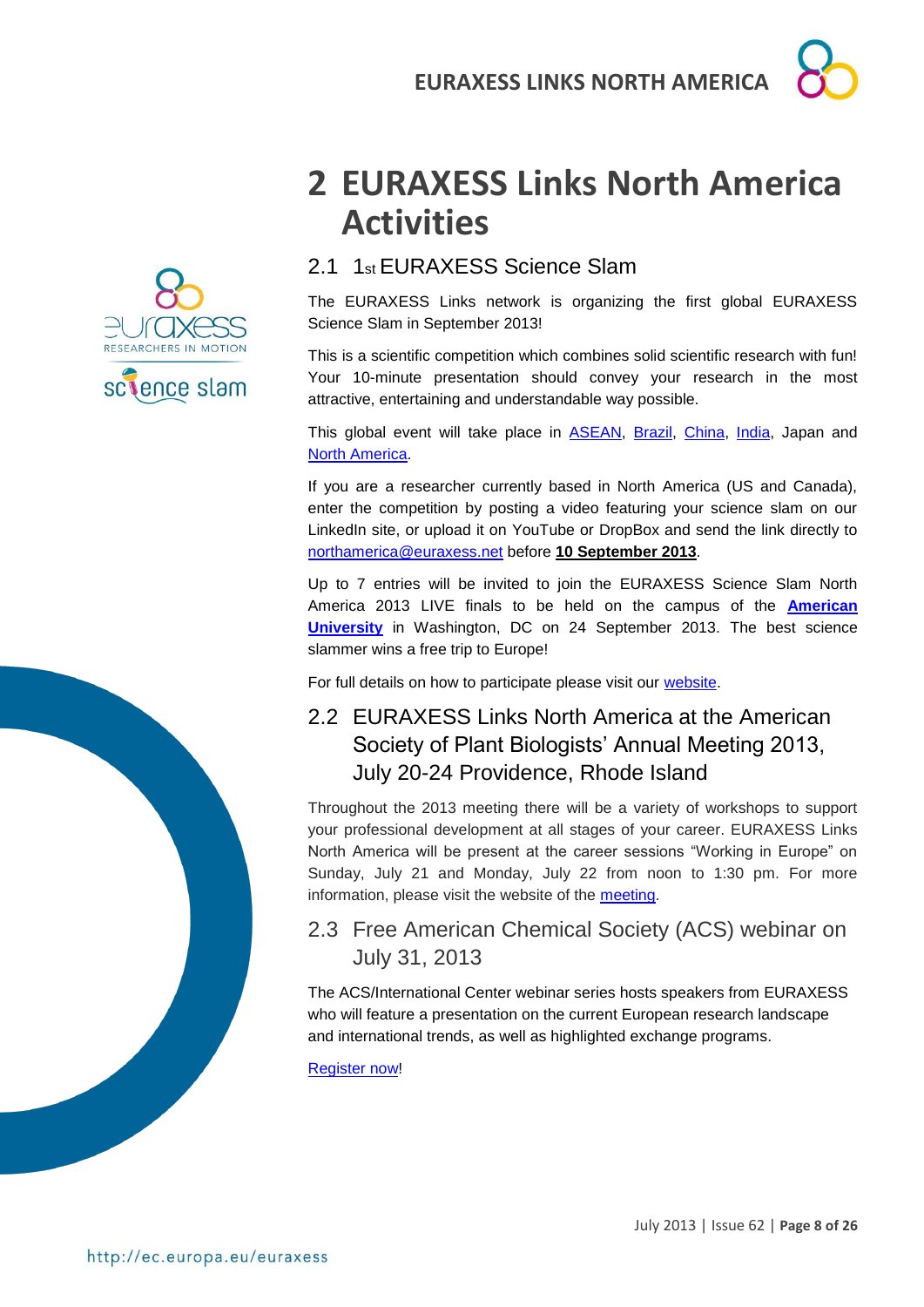# 2 EURAXESS Links North America Activities

## 2.1 1st EURAXESS Science Slam

The EURAXESS Links network is organizing the first global EURAXESS Science Slam in September 2013!

This is a scientific competition which combines solid scientific research with fun! Your 10-minute presentation should convey your research in the most attractive, entertaining and understandable way possible.

This global event will take place in ASEAN, Brazil, China, India, Japan and North America.

If you are a researcher currently based in North America (US and Canada), enter the competition by posting a video featuring your science slam on our LinkedIn site, or upload it on YouTube or DropBox and send the link directly to northamerica@euraxess.net before **10 September 2013**.

Up to 7 entries will be invited to join the EURAXESS Science Slam North America 2013 LIVE finals to be held on the campus of the **American University** in Washington, DC on 24 September 2013. The best science slammer wins a free trip to Europe!

For full details on how to participate please visit our website.

## 2.2 EURAXESS Links North America at the American Society of Plant Biologists' Annual Meeting 2013, July 20-24 Providence, Rhode Island

Throughout the 2013 meeting there will be a variety of workshops to support your professional development at all stages of your career. EURAXESS Links North America will be present at the career sessions "Working in Europe" on Sunday, July 21 and Monday, July 22 from noon to 1:30 pm. For more information, please visit the website of the meeting.

## 2.3 Free American Chemical Society (ACS) webinar on July 31, 2013

The ACS/International Center webinar series hosts speakers from EURAXESS who will feature a presentation on the current European research landscape and international trends, as well as highlighted exchange programs.

Register now!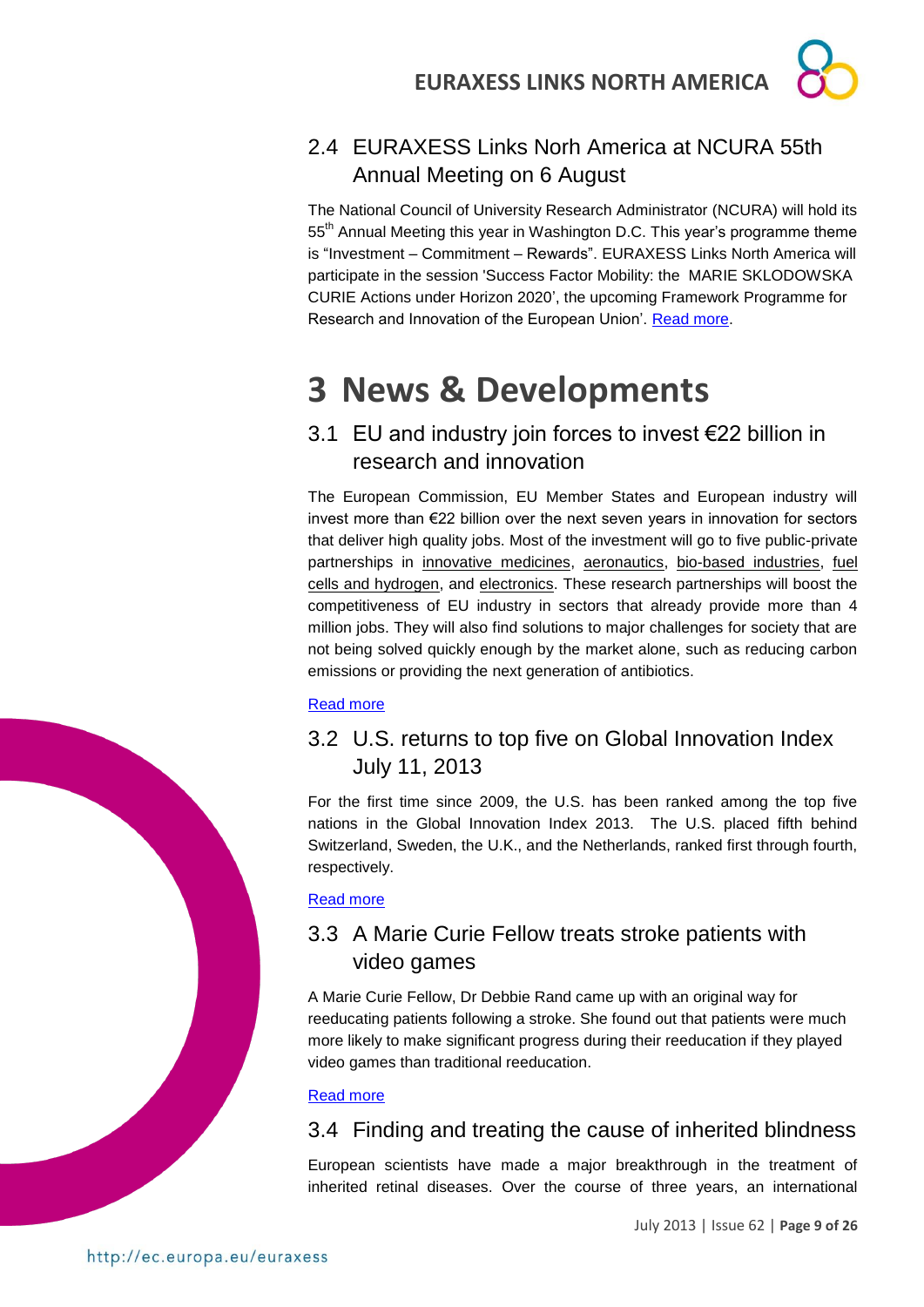## 2.4 EURAXESS Links Norh America at NCURA 55th Annual Meeting on 6 August

The National Council of University Research Administrator (NCURA) will hold its 55th Annual Meeting this year in Washington D.C. This year's programme theme is "Investment – Commitment – Rewards". EURAXESS Links North America will participate in the session 'Success Factor Mobility: the MARIE SKLODOWSKA CURIE Actions under Horizon 2020', the upcoming Framework Programme for Research and Innovation of the European Union'. Read more.

# 3 News & Developments

## 3.1 EU and industry join forces to invest €22 billion in research and innovation

The European Commission, EU Member States and European industry will invest more than €22 billion over the next seven years in innovation for sectors that deliver high quality jobs. Most of the investment will go to five public-private partnerships in innovative medicines, aeronautics, bio-based industries, fuel cells and hydrogen, and electronics. These research partnerships will boost the competitiveness of EU industry in sectors that already provide more than 4 million jobs. They will also find solutions to major challenges for society that are not being solved quickly enough by the market alone, such as reducing carbon emissions or providing the next generation of antibiotics.

Read more

## 3.2 U.S. returns to top five on Global Innovation Index July 11, 2013

For the first time since 2009, the U.S. has been ranked among the top five nations in the Global Innovation Index 2013. The U.S. placed fifth behind Switzerland, Sweden, the U.K., and the Netherlands, ranked first through fourth, respectively.

Read more

## 3.3 A Marie Curie Fellow treats stroke patients with video games

A Marie Curie Fellow, Dr Debbie Rand came up with an original way for reeducating patients following a stroke. She found out that patients were much more likely to make significant progress during their reeducation if they played video games than traditional reeducation.

Read more

## 3.4 Finding and treating the cause of inherited blindness

European scientists have made a major breakthrough in the treatment of inherited retinal diseases. Over the course of three years, an international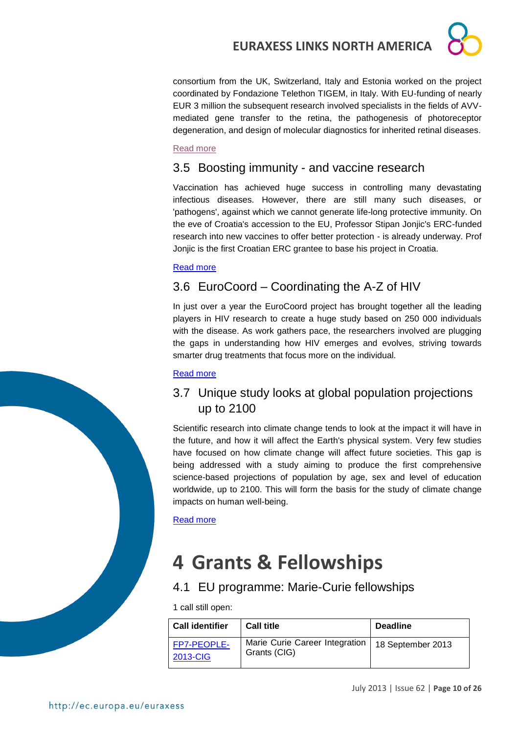consortium from the UK, Switzerland, Italy and Estonia worked on the project coordinated by Fondazione Telethon TIGEM, in Italy. With EU-funding of nearly EUR 3 million the subsequent research involved specialists in the fields of AVV-mediated gene transfer to the retina, the pathogenesis of photoreceptor degeneration, and design of molecular diagnostics for inherited retinal diseases.

Read more

## 3.5 Boosting immunity - and vaccine research

Vaccination has achieved huge success in controlling many devastating infectious diseases. However, there are still many such diseases, or 'pathogens', against which we cannot generate life-long protective immunity. On the eve of Croatia's accession to the EU, Professor Stipan Jonjic's ERC-funded research into new vaccines to offer better protection - is already underway. Prof Jonjic is the first Croatian ERC grantee to base his project in Croatia.

Read more

## 3.6 EuroCoord – Coordinating the A-Z of HIV

In just over a year the EuroCoord project has brought together all the leading players in HIV research to create a huge study based on 250 000 individuals with the disease. As work gathers pace, the researchers involved are plugging the gaps in understanding how HIV emerges and evolves, striving towards smarter drug treatments that focus more on the individual.

Read more

## 3.7 Unique study looks at global population projections up to 2100

Scientific research into climate change tends to look at the impact it will have in the future, and how it will affect the Earth's physical system. Very few studies have focused on how climate change will affect future societies. This gap is being addressed with a study aiming to produce the first comprehensive science-based projections of population by age, sex and level of education worldwide, up to 2100. This will form the basis for the study of climate change impacts on human well-being.

Read more

# 4 Grants & Fellowships

## 4.1 EU programme: Marie-Curie fellowships

1 call still open:

| Call identifier | Call title | Deadline |
|---|---|---|
| FP7-PEOPLE-2013-CIG | Marie Curie Career Integration Grants (CIG) | 18 September 2013 |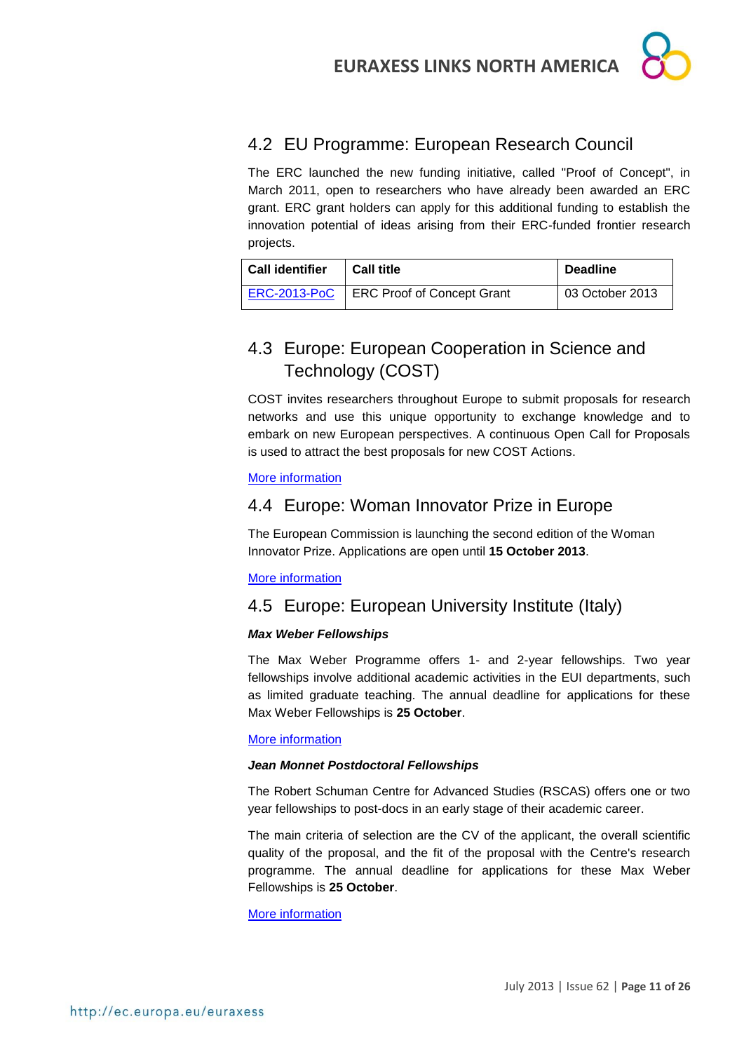## 4.2 EU Programme: European Research Council

The ERC launched the new funding initiative, called "Proof of Concept", in March 2011, open to researchers who have already been awarded an ERC grant. ERC grant holders can apply for this additional funding to establish the innovation potential of ideas arising from their ERC-funded frontier research projects.

| Call identifier | Call title | Deadline |
|---|---|---|
| ERC-2013-PoC | ERC Proof of Concept Grant | 03 October 2013 |

## 4.3 Europe: European Cooperation in Science and Technology (COST)

COST invites researchers throughout Europe to submit proposals for research networks and use this unique opportunity to exchange knowledge and to embark on new European perspectives. A continuous Open Call for Proposals is used to attract the best proposals for new COST Actions.

More information

## 4.4 Europe: Woman Innovator Prize in Europe

The European Commission is launching the second edition of the Woman Innovator Prize. Applications are open until **15 October 2013**.

More information

## 4.5 Europe: European University Institute (Italy)

***Max Weber Fellowships***

The Max Weber Programme offers 1- and 2-year fellowships. Two year fellowships involve additional academic activities in the EUI departments, such as limited graduate teaching. The annual deadline for applications for these Max Weber Fellowships is **25 October**.

More information

***Jean Monnet Postdoctoral Fellowships***

The Robert Schuman Centre for Advanced Studies (RSCAS) offers one or two year fellowships to post-docs in an early stage of their academic career.

The main criteria of selection are the CV of the applicant, the overall scientific quality of the proposal, and the fit of the proposal with the Centre's research programme. The annual deadline for applications for these Max Weber Fellowships is **25 October**.

More information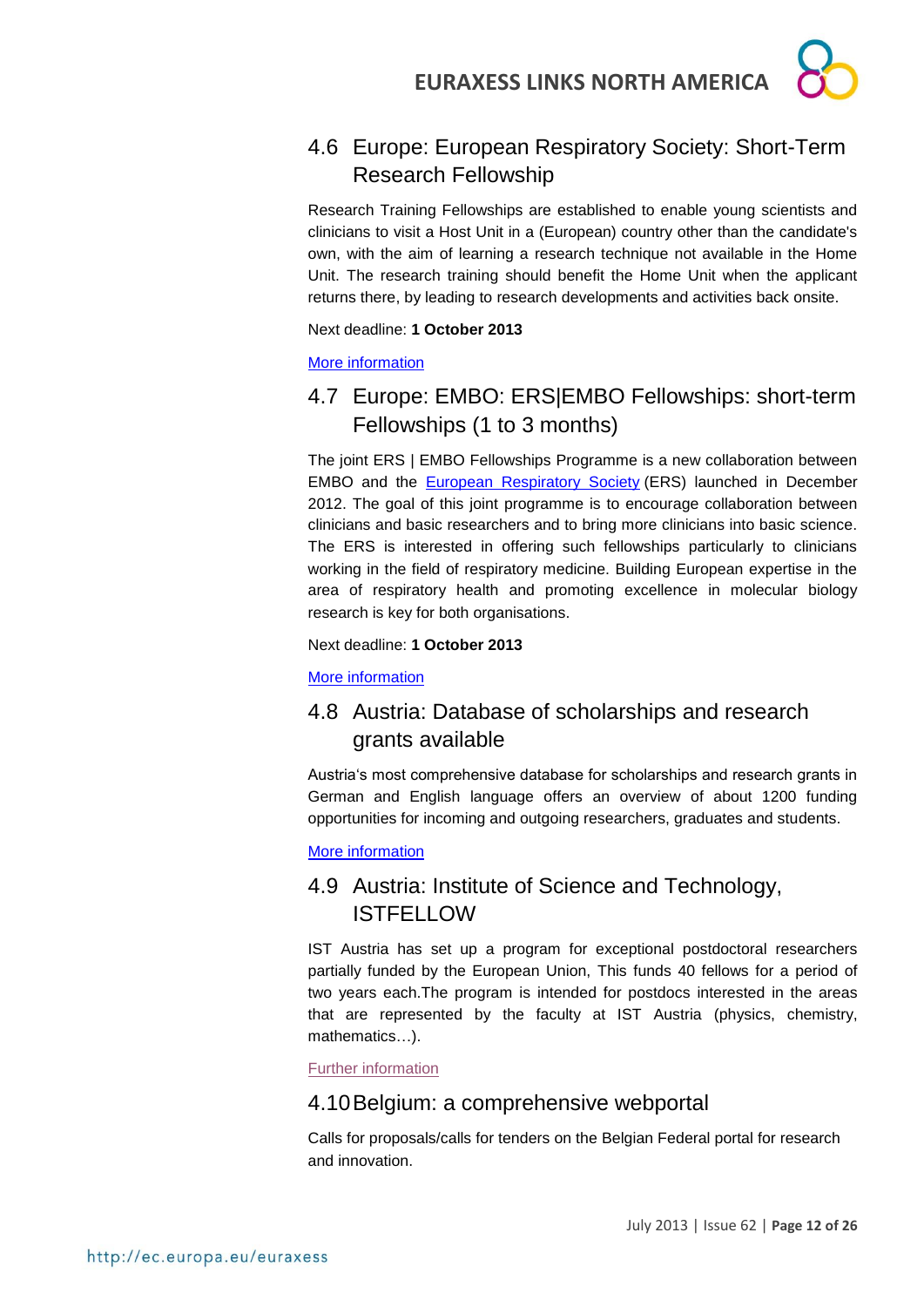## 4.6 Europe: European Respiratory Society: Short-Term Research Fellowship

Research Training Fellowships are established to enable young scientists and clinicians to visit a Host Unit in a (European) country other than the candidate's own, with the aim of learning a research technique not available in the Home Unit. The research training should benefit the Home Unit when the applicant returns there, by leading to research developments and activities back onsite.

Next deadline: **1 October 2013**

More information

## 4.7 Europe: EMBO: ERS|EMBO Fellowships: short-term Fellowships (1 to 3 months)

The joint ERS | EMBO Fellowships Programme is a new collaboration between EMBO and the European Respiratory Society (ERS) launched in December 2012. The goal of this joint programme is to encourage collaboration between clinicians and basic researchers and to bring more clinicians into basic science. The ERS is interested in offering such fellowships particularly to clinicians working in the field of respiratory medicine. Building European expertise in the area of respiratory health and promoting excellence in molecular biology research is key for both organisations.

Next deadline: **1 October 2013**

More information

## 4.8 Austria: Database of scholarships and research grants available

Austria's most comprehensive database for scholarships and research grants in German and English language offers an overview of about 1200 funding opportunities for incoming and outgoing researchers, graduates and students.

More information

## 4.9 Austria: Institute of Science and Technology, ISTFELLOW

IST Austria has set up a program for exceptional postdoctoral researchers partially funded by the European Union, This funds 40 fellows for a period of two years each.The program is intended for postdocs interested in the areas that are represented by the faculty at IST Austria (physics, chemistry, mathematics…).

Further information

## 4.10 Belgium: a comprehensive webportal

Calls for proposals/calls for tenders on the Belgian Federal portal for research and innovation.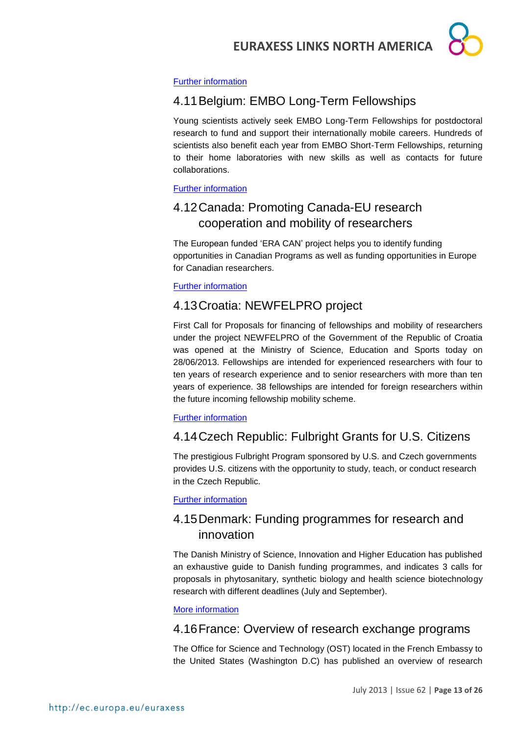[Further information]

## 4.11 Belgium: EMBO Long-Term Fellowships

Young scientists actively seek EMBO Long-Term Fellowships for postdoctoral research to fund and support their internationally mobile careers. Hundreds of scientists also benefit each year from EMBO Short-Term Fellowships, returning to their home laboratories with new skills as well as contacts for future collaborations.

[Further information]

## 4.12 Canada: Promoting Canada-EU research cooperation and mobility of researchers

The European funded 'ERA CAN' project helps you to identify funding opportunities in Canadian Programs as well as funding opportunities in Europe for Canadian researchers.

[Further information]

## 4.13 Croatia: NEWFELPRO project

First Call for Proposals for financing of fellowships and mobility of researchers under the project NEWFELPRO of the Government of the Republic of Croatia was opened at the Ministry of Science, Education and Sports today on 28/06/2013. Fellowships are intended for experienced researchers with four to ten years of research experience and to senior researchers with more than ten years of experience. 38 fellowships are intended for foreign researchers within the future incoming fellowship mobility scheme.

[Further information]

## 4.14 Czech Republic: Fulbright Grants for U.S. Citizens

The prestigious Fulbright Program sponsored by U.S. and Czech governments provides U.S. citizens with the opportunity to study, teach, or conduct research in the Czech Republic.

[Further information]

## 4.15 Denmark: Funding programmes for research and innovation

The Danish Ministry of Science, Innovation and Higher Education has published an exhaustive guide to Danish funding programmes, and indicates 3 calls for proposals in phytosanitary, synthetic biology and health science biotechnology research with different deadlines (July and September).

[More information]

## 4.16 France: Overview of research exchange programs

The Office for Science and Technology (OST) located in the French Embassy to the United States (Washington D.C) has published an overview of research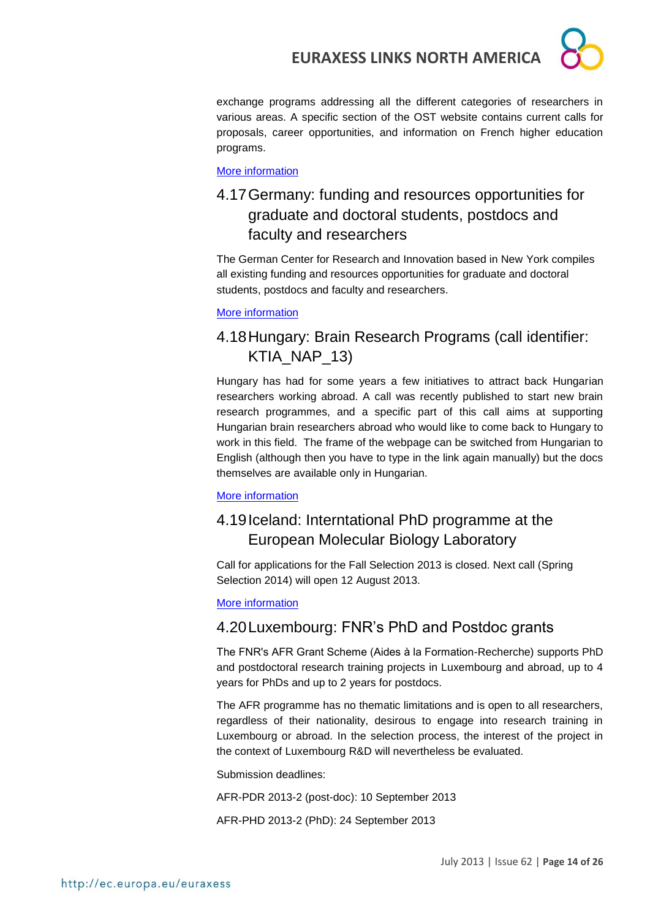exchange programs addressing all the different categories of researchers in various areas. A specific section of the OST website contains current calls for proposals, career opportunities, and information on French higher education programs.

More information

## 4.17 Germany: funding and resources opportunities for graduate and doctoral students, postdocs and faculty and researchers

The German Center for Research and Innovation based in New York compiles all existing funding and resources opportunities for graduate and doctoral students, postdocs and faculty and researchers.

More information

## 4.18 Hungary: Brain Research Programs (call identifier: KTIA_NAP_13)

Hungary has had for some years a few initiatives to attract back Hungarian researchers working abroad. A call was recently published to start new brain research programmes, and a specific part of this call aims at supporting Hungarian brain researchers abroad who would like to come back to Hungary to work in this field. The frame of the webpage can be switched from Hungarian to English (although then you have to type in the link again manually) but the docs themselves are available only in Hungarian.

More information

## 4.19 Iceland: Interntational PhD programme at the European Molecular Biology Laboratory

Call for applications for the Fall Selection 2013 is closed. Next call (Spring Selection 2014) will open 12 August 2013.

More information

## 4.20 Luxembourg: FNR's PhD and Postdoc grants

The FNR's AFR Grant Scheme (Aides à la Formation-Recherche) supports PhD and postdoctoral research training projects in Luxembourg and abroad, up to 4 years for PhDs and up to 2 years for postdocs.

The AFR programme has no thematic limitations and is open to all researchers, regardless of their nationality, desirous to engage into research training in Luxembourg or abroad. In the selection process, the interest of the project in the context of Luxembourg R&D will nevertheless be evaluated.

Submission deadlines:

AFR-PDR 2013-2 (post-doc): 10 September 2013

AFR-PHD 2013-2 (PhD): 24 September 2013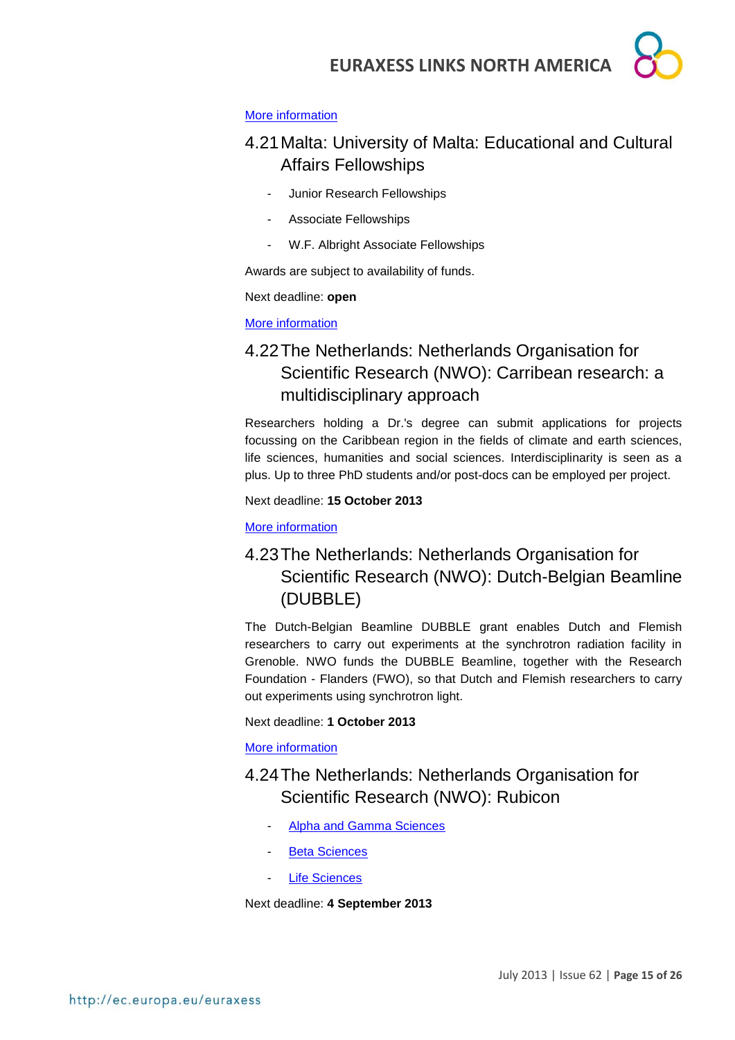More information

## 4.21 Malta: University of Malta: Educational and Cultural Affairs Fellowships

- Junior Research Fellowships
- Associate Fellowships
- W.F. Albright Associate Fellowships

Awards are subject to availability of funds.

Next deadline: **open**

More information

## 4.22 The Netherlands: Netherlands Organisation for Scientific Research (NWO): Carribean research: a multidisciplinary approach

Researchers holding a Dr.'s degree can submit applications for projects focussing on the Caribbean region in the fields of climate and earth sciences, life sciences, humanities and social sciences. Interdisciplinarity is seen as a plus. Up to three PhD students and/or post-docs can be employed per project.

Next deadline: **15 October 2013**

More information

## 4.23 The Netherlands: Netherlands Organisation for Scientific Research (NWO): Dutch-Belgian Beamline (DUBBLE)

The Dutch-Belgian Beamline DUBBLE grant enables Dutch and Flemish researchers to carry out experiments at the synchrotron radiation facility in Grenoble. NWO funds the DUBBLE Beamline, together with the Research Foundation - Flanders (FWO), so that Dutch and Flemish researchers to carry out experiments using synchrotron light.

Next deadline: **1 October 2013**

More information

## 4.24 The Netherlands: Netherlands Organisation for Scientific Research (NWO): Rubicon

- Alpha and Gamma Sciences
- Beta Sciences
- Life Sciences

Next deadline: **4 September 2013**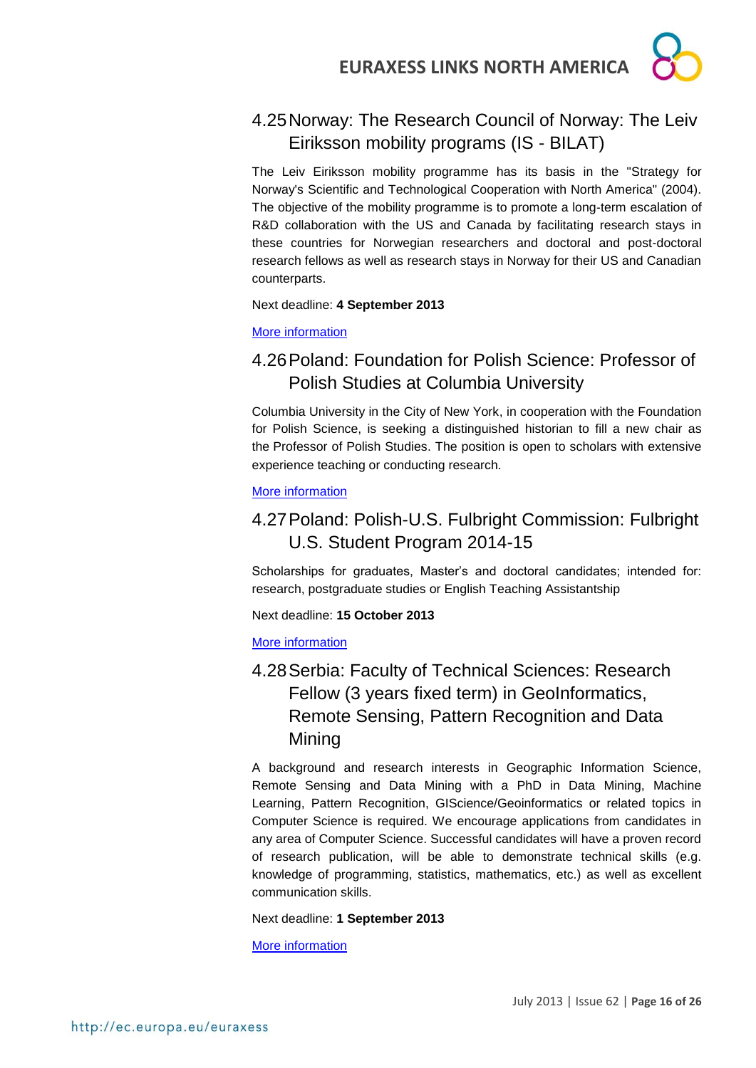## 4.25 Norway: The Research Council of Norway: The Leiv Eiriksson mobility programs (IS - BILAT)

The Leiv Eiriksson mobility programme has its basis in the "Strategy for Norway's Scientific and Technological Cooperation with North America" (2004). The objective of the mobility programme is to promote a long-term escalation of R&D collaboration with the US and Canada by facilitating research stays in these countries for Norwegian researchers and doctoral and post-doctoral research fellows as well as research stays in Norway for their US and Canadian counterparts.

Next deadline: **4 September 2013**

More information

## 4.26 Poland: Foundation for Polish Science: Professor of Polish Studies at Columbia University

Columbia University in the City of New York, in cooperation with the Foundation for Polish Science, is seeking a distinguished historian to fill a new chair as the Professor of Polish Studies. The position is open to scholars with extensive experience teaching or conducting research.

More information

## 4.27 Poland: Polish-U.S. Fulbright Commission: Fulbright U.S. Student Program 2014-15

Scholarships for graduates, Master's and doctoral candidates; intended for: research, postgraduate studies or English Teaching Assistantship

Next deadline: **15 October 2013**

More information

## 4.28 Serbia: Faculty of Technical Sciences: Research Fellow (3 years fixed term) in GeoInformatics, Remote Sensing, Pattern Recognition and Data Mining

A background and research interests in Geographic Information Science, Remote Sensing and Data Mining with a PhD in Data Mining, Machine Learning, Pattern Recognition, GIScience/Geoinformatics or related topics in Computer Science is required. We encourage applications from candidates in any area of Computer Science. Successful candidates will have a proven record of research publication, will be able to demonstrate technical skills (e.g. knowledge of programming, statistics, mathematics, etc.) as well as excellent communication skills.

Next deadline: **1 September 2013**

More information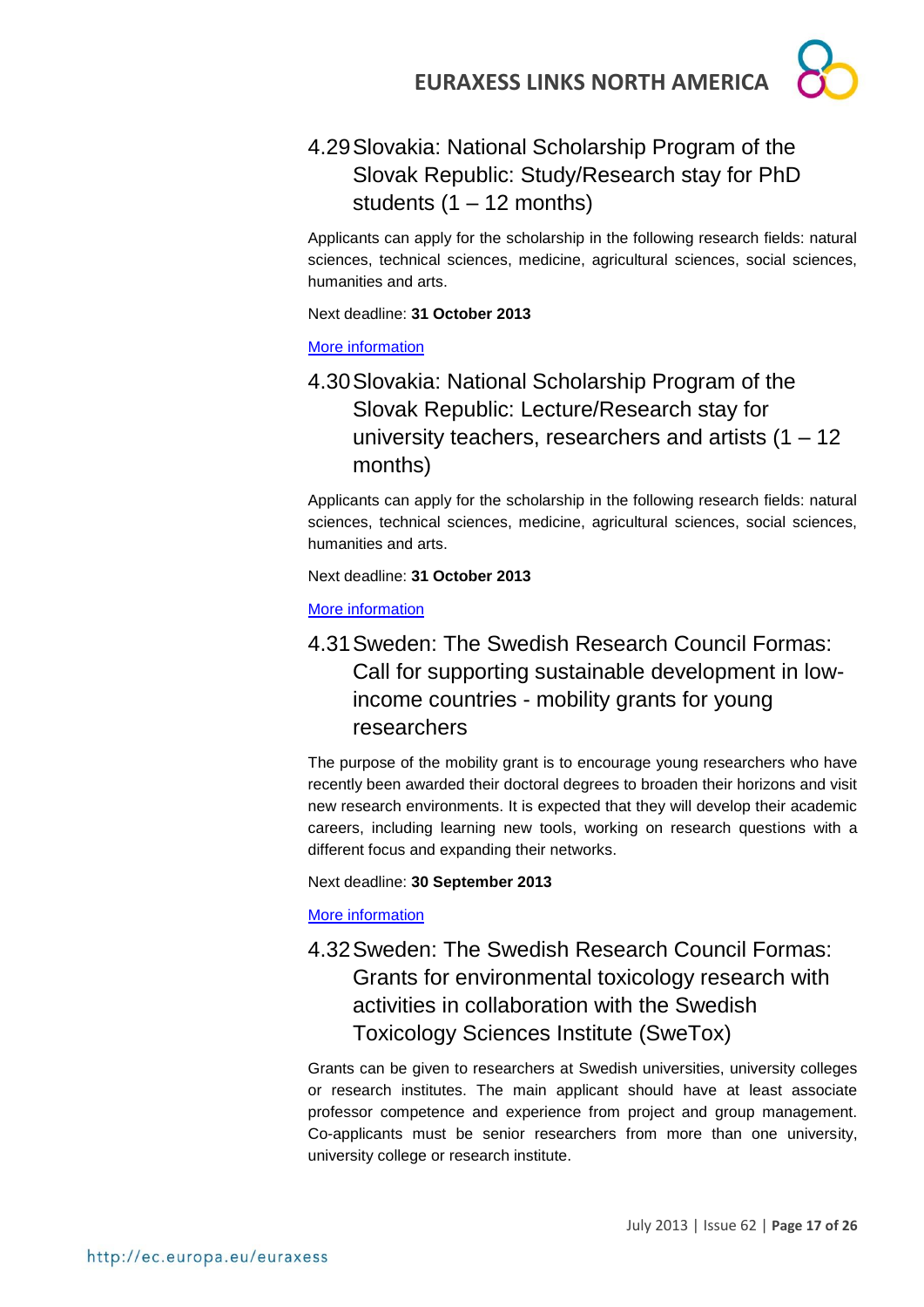## 4.29 Slovakia: National Scholarship Program of the Slovak Republic: Study/Research stay for PhD students (1 – 12 months)

Applicants can apply for the scholarship in the following research fields: natural sciences, technical sciences, medicine, agricultural sciences, social sciences, humanities and arts.

Next deadline: **31 October 2013**

More information

## 4.30 Slovakia: National Scholarship Program of the Slovak Republic: Lecture/Research stay for university teachers, researchers and artists (1 – 12 months)

Applicants can apply for the scholarship in the following research fields: natural sciences, technical sciences, medicine, agricultural sciences, social sciences, humanities and arts.

Next deadline: **31 October 2013**

More information

## 4.31 Sweden: The Swedish Research Council Formas: Call for supporting sustainable development in low-income countries - mobility grants for young researchers

The purpose of the mobility grant is to encourage young researchers who have recently been awarded their doctoral degrees to broaden their horizons and visit new research environments. It is expected that they will develop their academic careers, including learning new tools, working on research questions with a different focus and expanding their networks.

Next deadline: **30 September 2013**

More information

## 4.32 Sweden: The Swedish Research Council Formas: Grants for environmental toxicology research with activities in collaboration with the Swedish Toxicology Sciences Institute (SweTox)

Grants can be given to researchers at Swedish universities, university colleges or research institutes. The main applicant should have at least associate professor competence and experience from project and group management. Co-applicants must be senior researchers from more than one university, university college or research institute.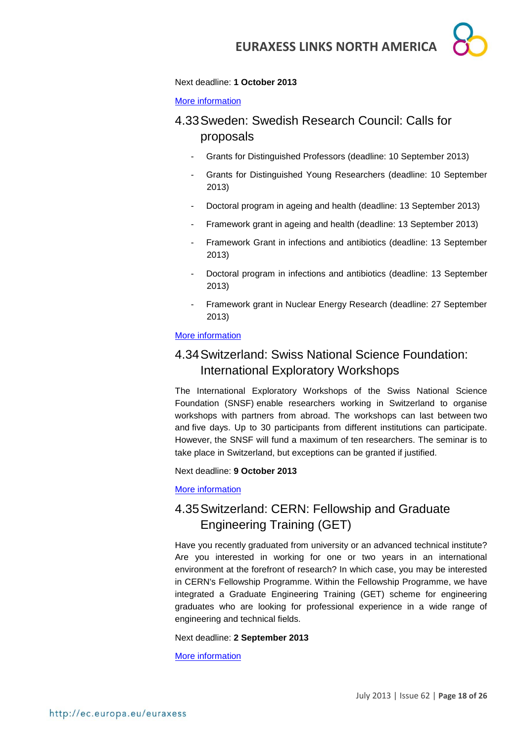Next deadline: **1 October 2013**

More information

## 4.33 Sweden: Swedish Research Council: Calls for proposals

- Grants for Distinguished Professors (deadline: 10 September 2013)
- Grants for Distinguished Young Researchers (deadline: 10 September 2013)
- Doctoral program in ageing and health (deadline: 13 September 2013)
- Framework grant in ageing and health (deadline: 13 September 2013)
- Framework Grant in infections and antibiotics (deadline: 13 September 2013)
- Doctoral program in infections and antibiotics (deadline: 13 September 2013)
- Framework grant in Nuclear Energy Research (deadline: 27 September 2013)

More information

## 4.34 Switzerland: Swiss National Science Foundation: International Exploratory Workshops

The International Exploratory Workshops of the Swiss National Science Foundation (SNSF) enable researchers working in Switzerland to organise workshops with partners from abroad. The workshops can last between two and five days. Up to 30 participants from different institutions can participate. However, the SNSF will fund a maximum of ten researchers. The seminar is to take place in Switzerland, but exceptions can be granted if justified.

Next deadline: **9 October 2013**

More information

## 4.35 Switzerland: CERN: Fellowship and Graduate Engineering Training (GET)

Have you recently graduated from university or an advanced technical institute? Are you interested in working for one or two years in an international environment at the forefront of research? In which case, you may be interested in CERN's Fellowship Programme. Within the Fellowship Programme, we have integrated a Graduate Engineering Training (GET) scheme for engineering graduates who are looking for professional experience in a wide range of engineering and technical fields.

Next deadline: **2 September 2013**

More information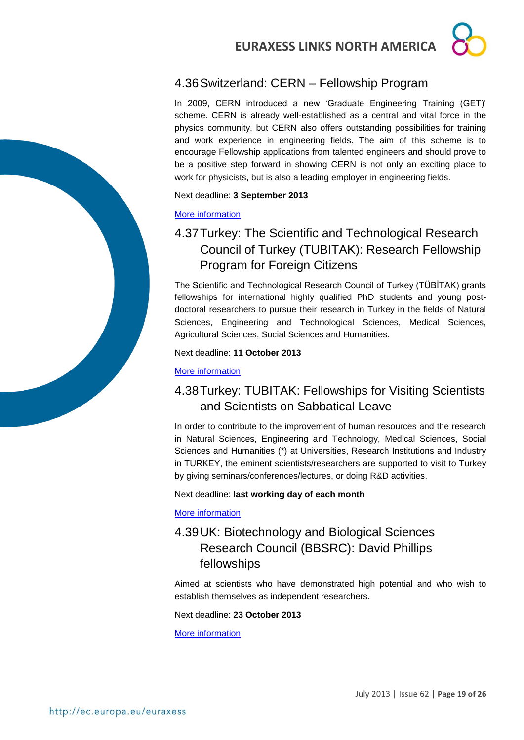## 4.36 Switzerland: CERN – Fellowship Program

In 2009, CERN introduced a new 'Graduate Engineering Training (GET)' scheme. CERN is already well-established as a central and vital force in the physics community, but CERN also offers outstanding possibilities for training and work experience in engineering fields. The aim of this scheme is to encourage Fellowship applications from talented engineers and should prove to be a positive step forward in showing CERN is not only an exciting place to work for physicists, but is also a leading employer in engineering fields.

Next deadline: **3 September 2013**

More information

## 4.37 Turkey: The Scientific and Technological Research Council of Turkey (TUBITAK): Research Fellowship Program for Foreign Citizens

The Scientific and Technological Research Council of Turkey (TÜBİTAK) grants fellowships for international highly qualified PhD students and young post-doctoral researchers to pursue their research in Turkey in the fields of Natural Sciences, Engineering and Technological Sciences, Medical Sciences, Agricultural Sciences, Social Sciences and Humanities.

Next deadline: **11 October 2013**

More information

## 4.38 Turkey: TUBITAK: Fellowships for Visiting Scientists and Scientists on Sabbatical Leave

In order to contribute to the improvement of human resources and the research in Natural Sciences, Engineering and Technology, Medical Sciences, Social Sciences and Humanities (*) at Universities, Research Institutions and Industry in TURKEY, the eminent scientists/researchers are supported to visit to Turkey by giving seminars/conferences/lectures, or doing R&D activities.

Next deadline: **last working day of each month**

More information

## 4.39 UK: Biotechnology and Biological Sciences Research Council (BBSRC): David Phillips fellowships

Aimed at scientists who have demonstrated high potential and who wish to establish themselves as independent researchers.

Next deadline: **23 October 2013**

More information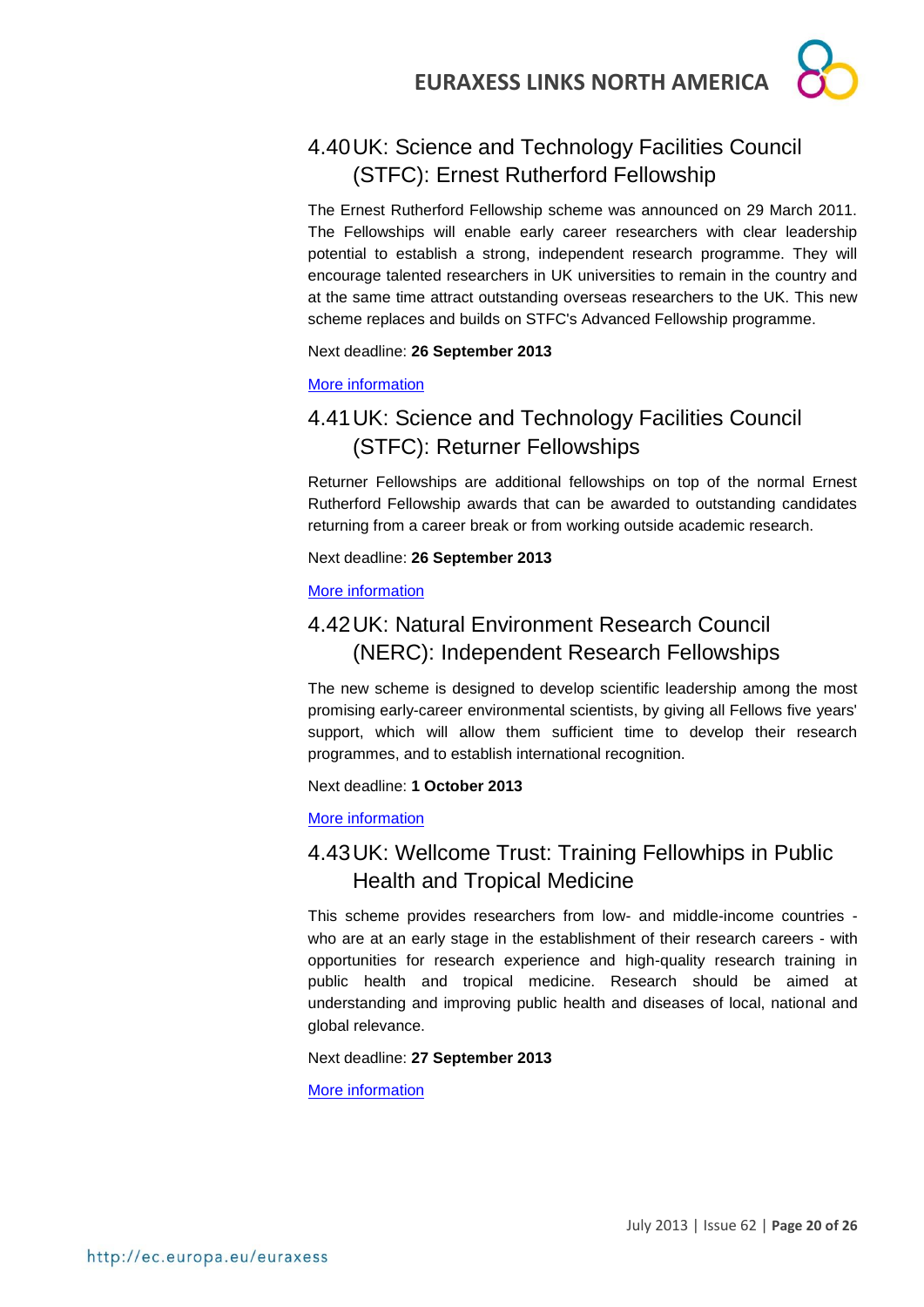## 4.40 UK: Science and Technology Facilities Council (STFC): Ernest Rutherford Fellowship

The Ernest Rutherford Fellowship scheme was announced on 29 March 2011. The Fellowships will enable early career researchers with clear leadership potential to establish a strong, independent research programme. They will encourage talented researchers in UK universities to remain in the country and at the same time attract outstanding overseas researchers to the UK. This new scheme replaces and builds on STFC's Advanced Fellowship programme.

Next deadline: **26 September 2013**

More information

## 4.41 UK: Science and Technology Facilities Council (STFC): Returner Fellowships

Returner Fellowships are additional fellowships on top of the normal Ernest Rutherford Fellowship awards that can be awarded to outstanding candidates returning from a career break or from working outside academic research.

Next deadline: **26 September 2013**

More information

## 4.42 UK: Natural Environment Research Council (NERC): Independent Research Fellowships

The new scheme is designed to develop scientific leadership among the most promising early-career environmental scientists, by giving all Fellows five years' support, which will allow them sufficient time to develop their research programmes, and to establish international recognition.

Next deadline: **1 October 2013**

More information

## 4.43 UK: Wellcome Trust: Training Fellowhips in Public Health and Tropical Medicine

This scheme provides researchers from low- and middle-income countries - who are at an early stage in the establishment of their research careers - with opportunities for research experience and high-quality research training in public health and tropical medicine. Research should be aimed at understanding and improving public health and diseases of local, national and global relevance.

Next deadline: **27 September 2013**

More information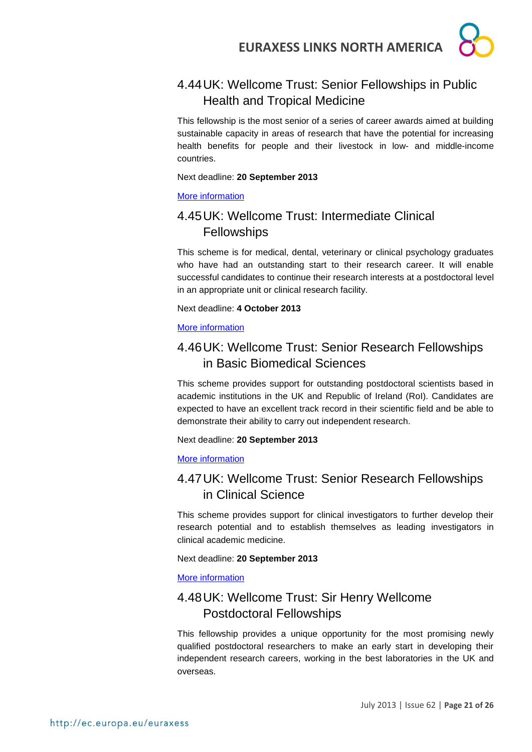## 4.44 UK: Wellcome Trust: Senior Fellowships in Public Health and Tropical Medicine

This fellowship is the most senior of a series of career awards aimed at building sustainable capacity in areas of research that have the potential for increasing health benefits for people and their livestock in low- and middle-income countries.

Next deadline: **20 September 2013**

More information

## 4.45 UK: Wellcome Trust: Intermediate Clinical Fellowships

This scheme is for medical, dental, veterinary or clinical psychology graduates who have had an outstanding start to their research career. It will enable successful candidates to continue their research interests at a postdoctoral level in an appropriate unit or clinical research facility.

Next deadline: **4 October 2013**

More information

## 4.46 UK: Wellcome Trust: Senior Research Fellowships in Basic Biomedical Sciences

This scheme provides support for outstanding postdoctoral scientists based in academic institutions in the UK and Republic of Ireland (RoI). Candidates are expected to have an excellent track record in their scientific field and be able to demonstrate their ability to carry out independent research.

Next deadline: **20 September 2013**

More information

## 4.47 UK: Wellcome Trust: Senior Research Fellowships in Clinical Science

This scheme provides support for clinical investigators to further develop their research potential and to establish themselves as leading investigators in clinical academic medicine.

Next deadline: **20 September 2013**

More information

## 4.48 UK: Wellcome Trust: Sir Henry Wellcome Postdoctoral Fellowships

This fellowship provides a unique opportunity for the most promising newly qualified postdoctoral researchers to make an early start in developing their independent research careers, working in the best laboratories in the UK and overseas.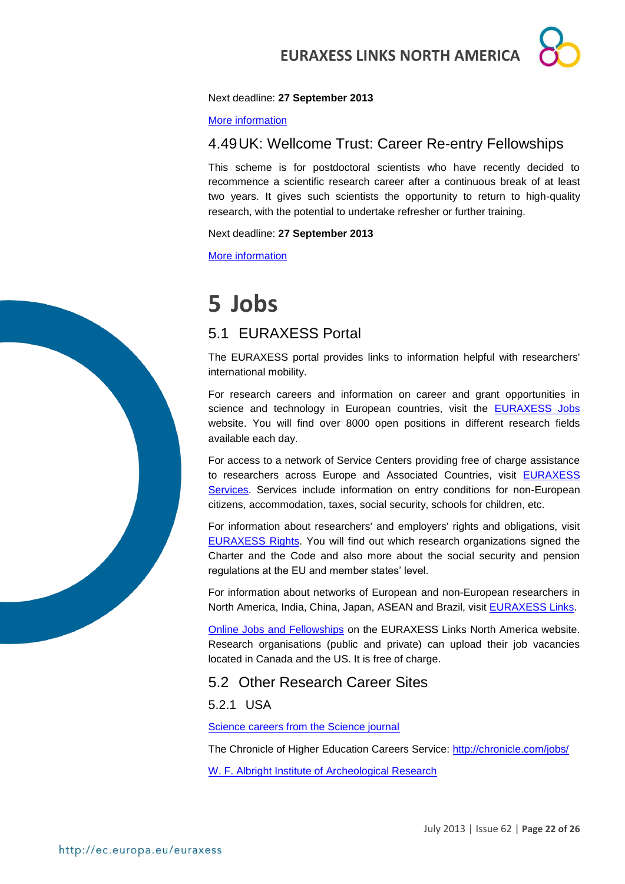Next deadline: **27 September 2013**

[More information]

### 4.49 UK: Wellcome Trust: Career Re-entry Fellowships

This scheme is for postdoctoral scientists who have recently decided to recommence a scientific research career after a continuous break of at least two years. It gives such scientists the opportunity to return to high-quality research, with the potential to undertake refresher or further training.

Next deadline: **27 September 2013**

[More information]

# 5 Jobs

## 5.1 EURAXESS Portal

The EURAXESS portal provides links to information helpful with researchers' international mobility.

For research careers and information on career and grant opportunities in science and technology in European countries, visit the EURAXESS Jobs website. You will find over 8000 open positions in different research fields available each day.

For access to a network of Service Centers providing free of charge assistance to researchers across Europe and Associated Countries, visit EURAXESS Services. Services include information on entry conditions for non-European citizens, accommodation, taxes, social security, schools for children, etc.

For information about researchers' and employers' rights and obligations, visit EURAXESS Rights. You will find out which research organizations signed the Charter and the Code and also more about the social security and pension regulations at the EU and member states' level.

For information about networks of European and non-European researchers in North America, India, China, Japan, ASEAN and Brazil, visit EURAXESS Links.

Online Jobs and Fellowships on the EURAXESS Links North America website. Research organisations (public and private) can upload their job vacancies located in Canada and the US. It is free of charge.

## 5.2 Other Research Career Sites

### 5.2.1 USA

Science careers from the Science journal

The Chronicle of Higher Education Careers Service: http://chronicle.com/jobs/

W. F. Albright Institute of Archeological Research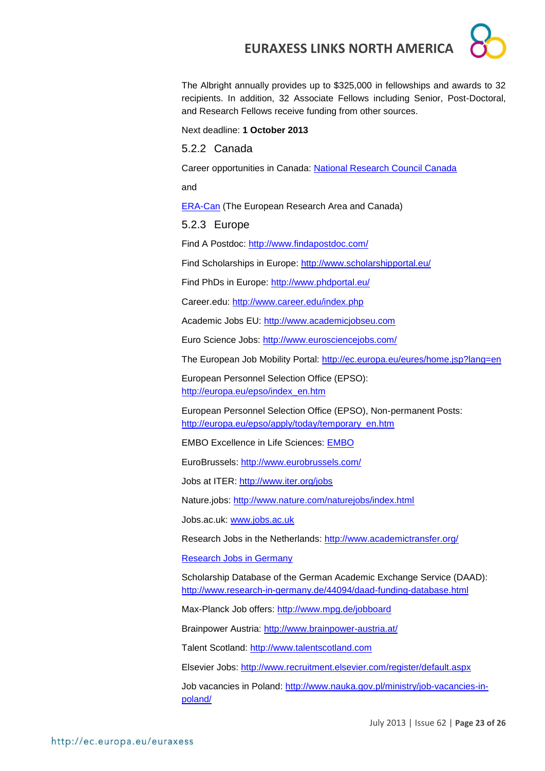The Albright annually provides up to $325,000 in fellowships and awards to 32 recipients. In addition, 32 Associate Fellows including Senior, Post-Doctoral, and Research Fellows receive funding from other sources.

Next deadline: **1 October 2013**

### 5.2.2 Canada

Career opportunities in Canada: National Research Council Canada

and

ERA-Can (The European Research Area and Canada)

### 5.2.3 Europe

Find A Postdoc: http://www.findapostdoc.com/

Find Scholarships in Europe: http://www.scholarshipportal.eu/

Find PhDs in Europe: http://www.phdportal.eu/

Career.edu: http://www.career.edu/index.php

Academic Jobs EU: http://www.academicjobseu.com

Euro Science Jobs: http://www.eurosciencejobs.com/

The European Job Mobility Portal: http://ec.europa.eu/eures/home.jsp?lang=en

European Personnel Selection Office (EPSO): http://europa.eu/epso/index_en.htm

European Personnel Selection Office (EPSO), Non-permanent Posts: http://europa.eu/epso/apply/today/temporary_en.htm

EMBO Excellence in Life Sciences: EMBO

EuroBrussels: http://www.eurobrussels.com/

Jobs at ITER: http://www.iter.org/jobs

Nature.jobs: http://www.nature.com/naturejobs/index.html

Jobs.ac.uk: www.jobs.ac.uk

Research Jobs in the Netherlands: http://www.academictransfer.org/

Research Jobs in Germany

Scholarship Database of the German Academic Exchange Service (DAAD): http://www.research-in-germany.de/44094/daad-funding-database.html

Max-Planck Job offers: http://www.mpg.de/jobboard

Brainpower Austria: http://www.brainpower-austria.at/

Talent Scotland: http://www.talentscotland.com

Elsevier Jobs: http://www.recruitment.elsevier.com/register/default.aspx

Job vacancies in Poland: http://www.nauka.gov.pl/ministry/job-vacancies-in-poland/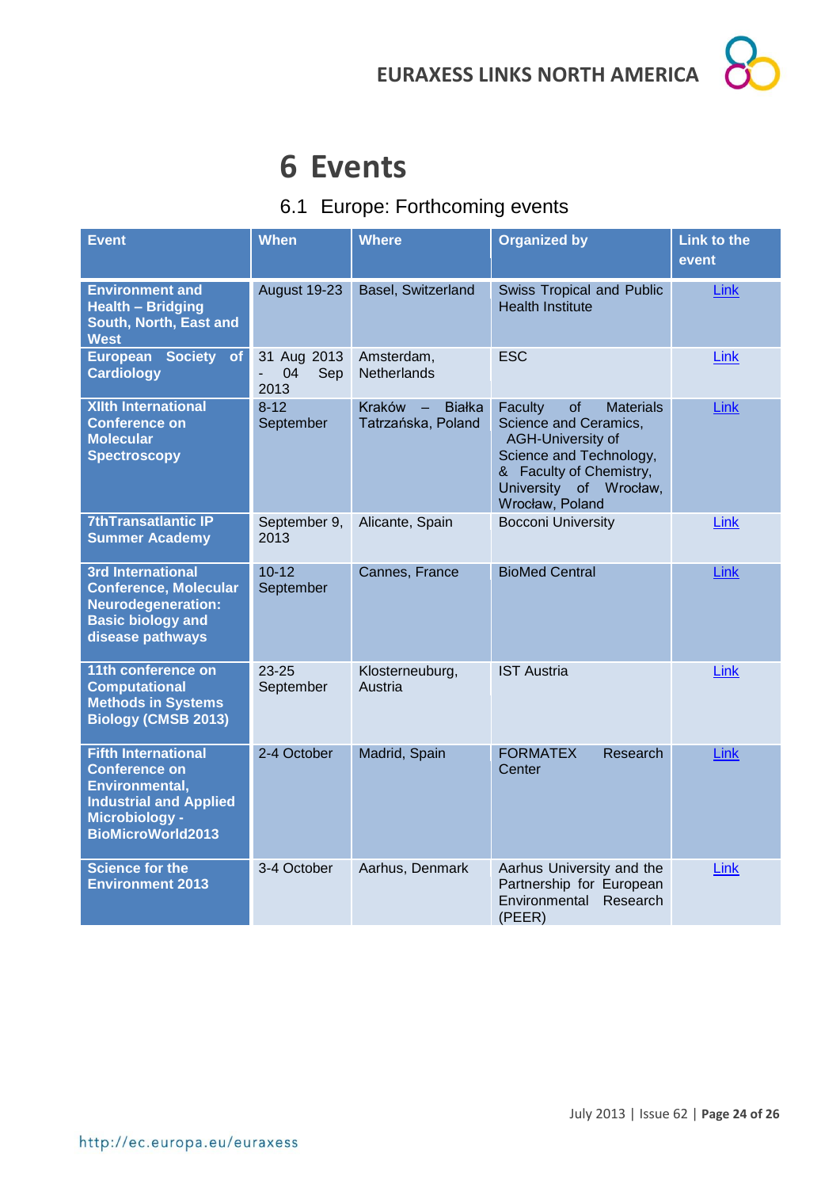# 6 Events

## 6.1 Europe: Forthcoming events

| Event | When | Where | Organized by | Link to the event |
|---|---|---|---|---|
| **Environment and Health – Bridging South, North, East and West** | August 19-23 | Basel, Switzerland | Swiss Tropical and Public Health Institute | Link |
| **European Society of Cardiology** | 31 Aug 2013 - 04 Sep 2013 | Amsterdam, Netherlands | ESC | Link |
| **XIIth International Conference on Molecular Spectroscopy** | 8-12 September | Kraków – Białka Tatrzańska, Poland | Faculty of Materials Science and Ceramics, AGH-University of Science and Technology, & Faculty of Chemistry, University of Wrocław, Wrocław, Poland | Link |
| **7thTransatlantic IP Summer Academy** | September 9, 2013 | Alicante, Spain | Bocconi University | Link |
| **3rd International Conference, Molecular Neurodegeneration: Basic biology and disease pathways** | 10-12 September | Cannes, France | BioMed Central | Link |
| **11th conference on Computational Methods in Systems Biology (CMSB 2013)** | 23-25 September | Klosterneuburg, Austria | IST Austria | Link |
| **Fifth International Conference on Environmental, Industrial and Applied Microbiology - BioMicroWorld2013** | 2-4 October | Madrid, Spain | FORMATEX Research Center | Link |
| **Science for the Environment 2013** | 3-4 October | Aarhus, Denmark | Aarhus University and the Partnership for European Environmental Research (PEER) | Link |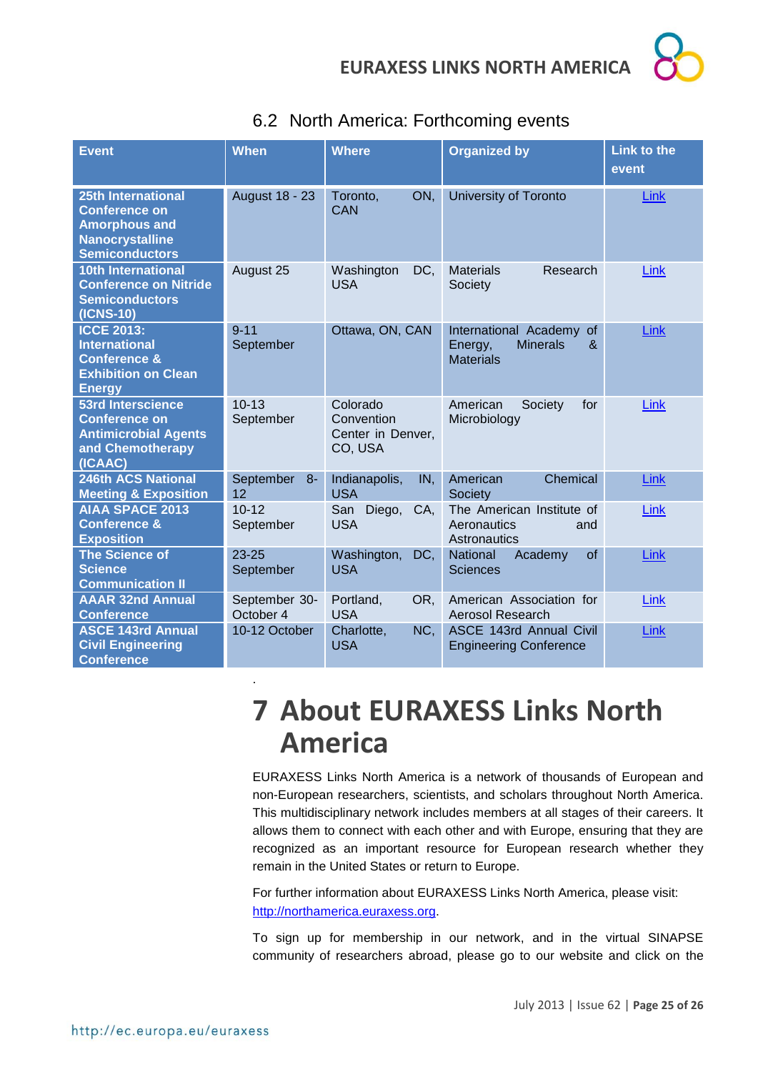## 6.2 North America: Forthcoming events

| Event | When | Where | Organized by | Link to the event |
|---|---|---|---|---|
| **25th International Conference on Amorphous and Nanocrystalline Semiconductors** | August 18 - 23 | Toronto, ON, CAN | University of Toronto | Link |
| **10th International Conference on Nitride Semiconductors (ICNS-10)** | August 25 | Washington DC, USA | Materials Research Society | Link |
| **ICCE 2013: International Conference & Exhibition on Clean Energy** | 9-11 September | Ottawa, ON, CAN | International Academy of Energy, Minerals & Materials | Link |
| **53rd Interscience Conference on Antimicrobial Agents and Chemotherapy (ICAAC)** | 10-13 September | Colorado Convention Center in Denver, CO, USA | American Society for Microbiology | Link |
| **246th ACS National Meeting & Exposition** | September 8-12 | Indianapolis, IN, USA | American Chemical Society | Link |
| **AIAA SPACE 2013 Conference & Exposition** | 10-12 September | San Diego, CA, USA | The American Institute of Aeronautics and Astronautics | Link |
| **The Science of Science Communication II** | 23-25 September | Washington, DC, USA | National Academy of Sciences | Link |
| **AAAR 32nd Annual Conference** | September 30-October 4 | Portland, OR, USA | American Association for Aerosol Research | Link |
| **ASCE 143rd Annual Civil Engineering Conference** | 10-12 October | Charlotte, NC, USA | ASCE 143rd Annual Civil Engineering Conference | Link |

.

# 7 About EURAXESS Links North America

EURAXESS Links North America is a network of thousands of European and non-European researchers, scientists, and scholars throughout North America. This multidisciplinary network includes members at all stages of their careers. It allows them to connect with each other and with Europe, ensuring that they are recognized as an important resource for European research whether they remain in the United States or return to Europe.

For further information about EURAXESS Links North America, please visit: http://northamerica.euraxess.org.

To sign up for membership in our network, and in the virtual SINAPSE community of researchers abroad, please go to our website and click on the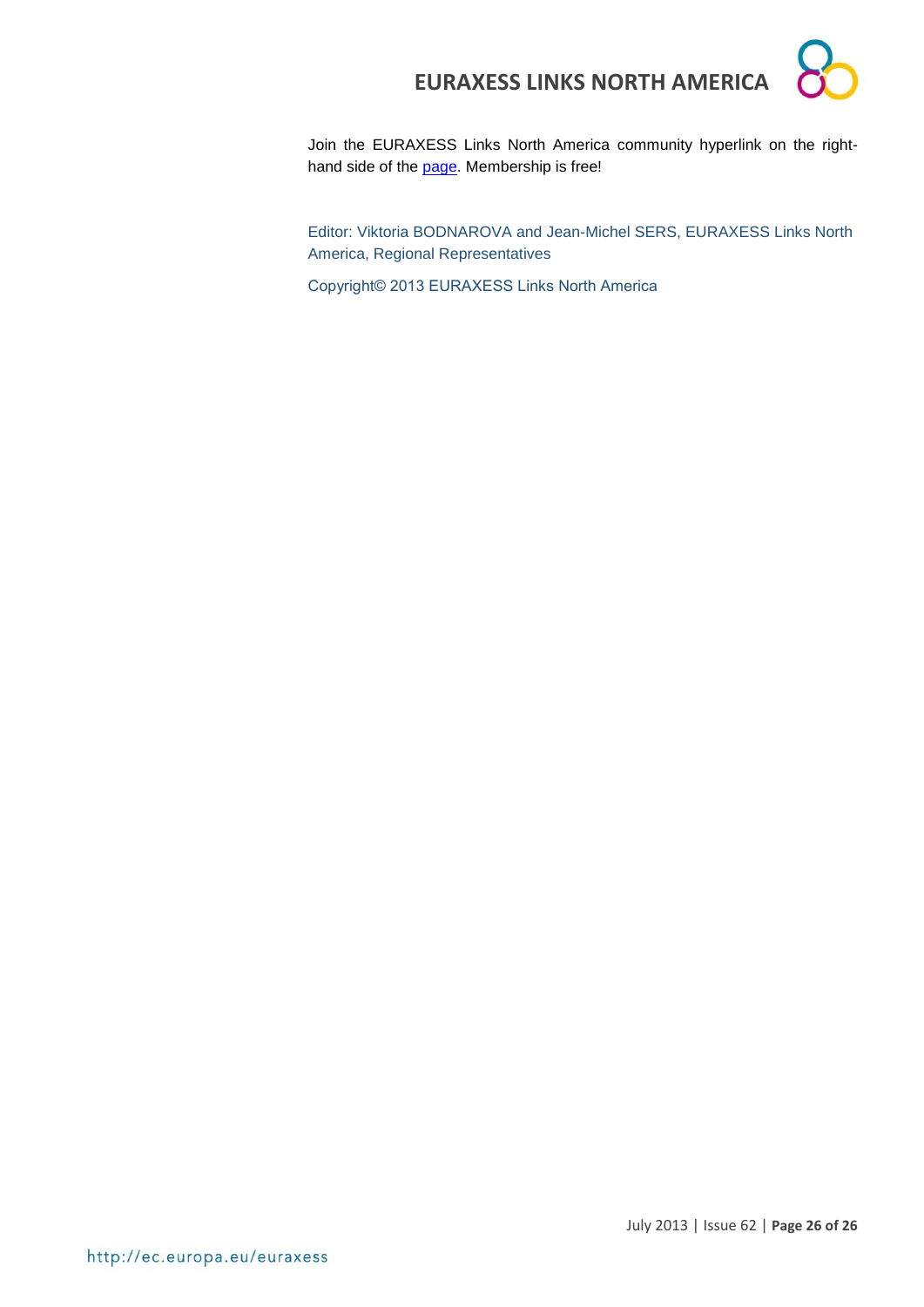Join the EURAXESS Links North America community hyperlink on the right-hand side of the page. Membership is free!

Editor: Viktoria BODNAROVA and Jean-Michel SERS, EURAXESS Links North America, Regional Representatives

Copyright© 2013 EURAXESS Links North America